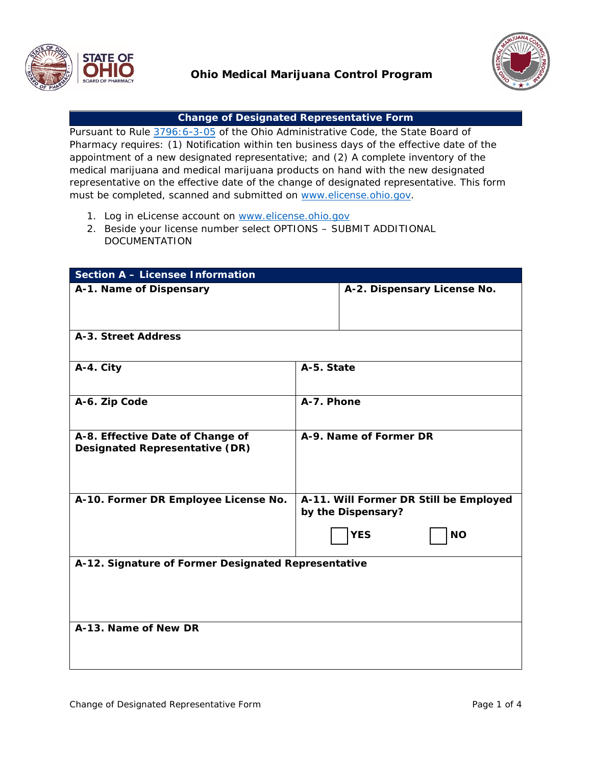# Ohio Medical Marijuana Control Program

## Change of Designated Representative Form

Pursuant to Rule 3796:6-3-05 of the Ohio Administrative Code, the State Board of Pharmacy requires: (1) Notification within ten business days of the effective date of the appointment of a new designated representative; and (2) A complete inventory of the medical marijuana and medical marijuana products on hand with the new designated representative on the effective date of the change of designated representative. This form must be completed, scanned and submitted on www.elicense.ohio.gov.

1. Log in eLicense account on www.elicense.ohio.gov
2. Beside your license number select OPTIONS – SUBMIT ADDITIONAL DOCUMENTATION

### Section A – Licensee Information

| | |
|---|---|
| **A-1. Name of Dispensary** | **A-2. Dispensary License No.** |
| **A-3. Street Address** | |
| **A-4. City** | **A-5. State** |
| **A-6. Zip Code** | **A-7. Phone** |
| **A-8. Effective Date of Change of Designated Representative (DR)** | **A-9. Name of Former DR** |
| **A-10. Former DR Employee License No.** | **A-11. Will Former DR Still be Employed by the Dispensary?** ☐ **YES** ☐ **NO** |
| **A-12. Signature of Former Designated Representative** | |
| **A-13. Name of New DR** | |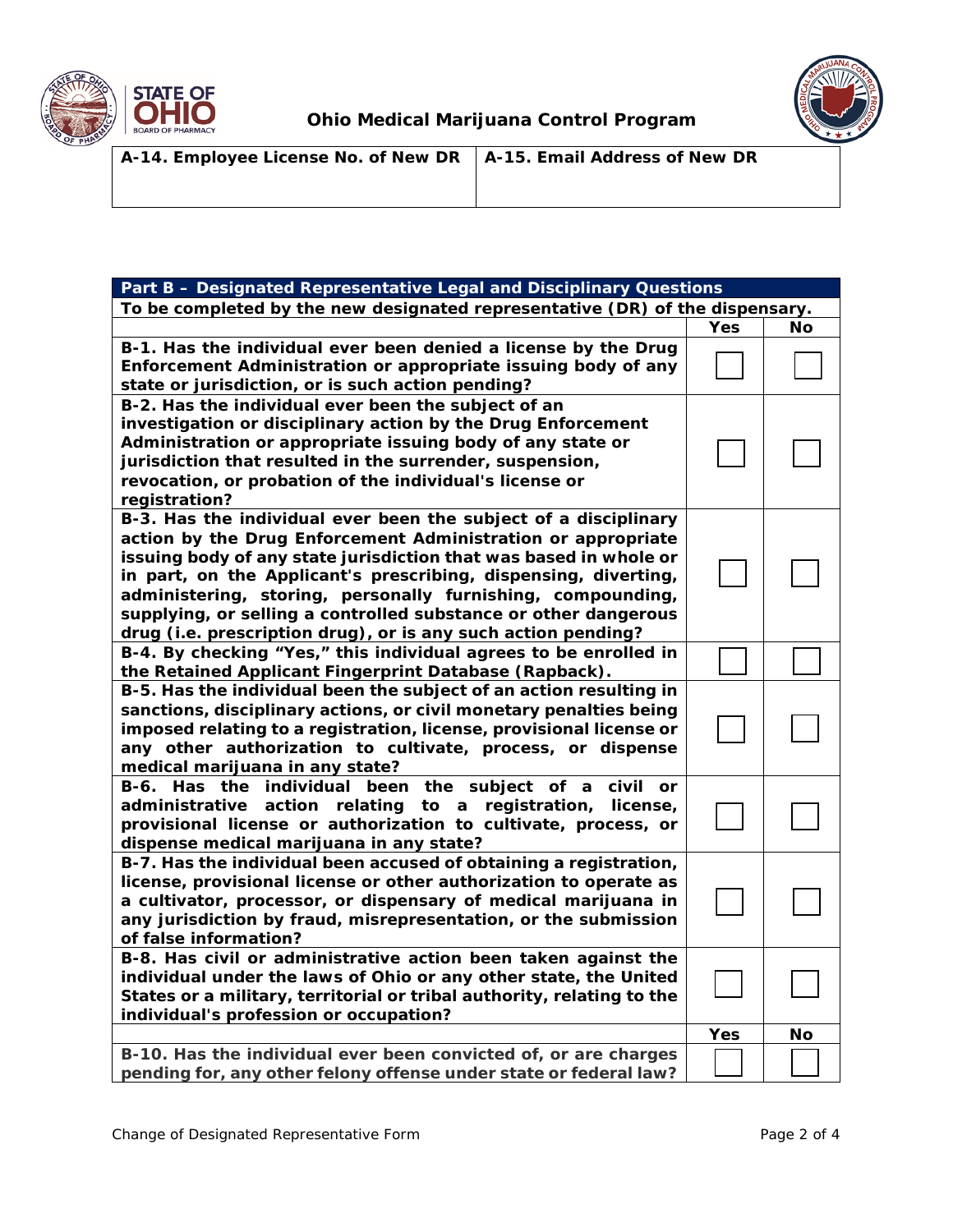| A-14. Employee License No. of New DR | A-15. Email Address of New DR |
|---|---|
| | |

| Part B – Designated Representative Legal and Disciplinary Questions | | |
|---|---|---|
| To be completed by the new designated representative (DR) of the dispensary. | | |
| | Yes | No |
| B-1. Has the individual ever been denied a license by the Drug Enforcement Administration or appropriate issuing body of any state or jurisdiction, or is such action pending? | ☐ | ☐ |
| B-2. Has the individual ever been the subject of an investigation or disciplinary action by the Drug Enforcement Administration or appropriate issuing body of any state or jurisdiction that resulted in the surrender, suspension, revocation, or probation of the individual's license or registration? | ☐ | ☐ |
| B-3. Has the individual ever been the subject of a disciplinary action by the Drug Enforcement Administration or appropriate issuing body of any state jurisdiction that was based in whole or in part, on the Applicant's prescribing, dispensing, diverting, administering, storing, personally furnishing, compounding, supplying, or selling a controlled substance or other dangerous drug (i.e. prescription drug), or is any such action pending? | ☐ | ☐ |
| B-4. By checking "Yes," this individual agrees to be enrolled in the Retained Applicant Fingerprint Database (Rapback). | ☐ | ☐ |
| B-5. Has the individual been the subject of an action resulting in sanctions, disciplinary actions, or civil monetary penalties being imposed relating to a registration, license, provisional license or any other authorization to cultivate, process, or dispense medical marijuana in any state? | ☐ | ☐ |
| B-6. Has the individual been the subject of a civil or administrative action relating to a registration, license, provisional license or authorization to cultivate, process, or dispense medical marijuana in any state? | ☐ | ☐ |
| B-7. Has the individual been accused of obtaining a registration, license, provisional license or other authorization to operate as a cultivator, processor, or dispensary of medical marijuana in any jurisdiction by fraud, misrepresentation, or the submission of false information? | ☐ | ☐ |
| B-8. Has civil or administrative action been taken against the individual under the laws of Ohio or any other state, the United States or a military, territorial or tribal authority, relating to the individual's profession or occupation? | ☐ | ☐ |
| | Yes | No |
| B-10. Has the individual ever been convicted of, or are charges pending for, any other felony offense under state or federal law? | ☐ | ☐ |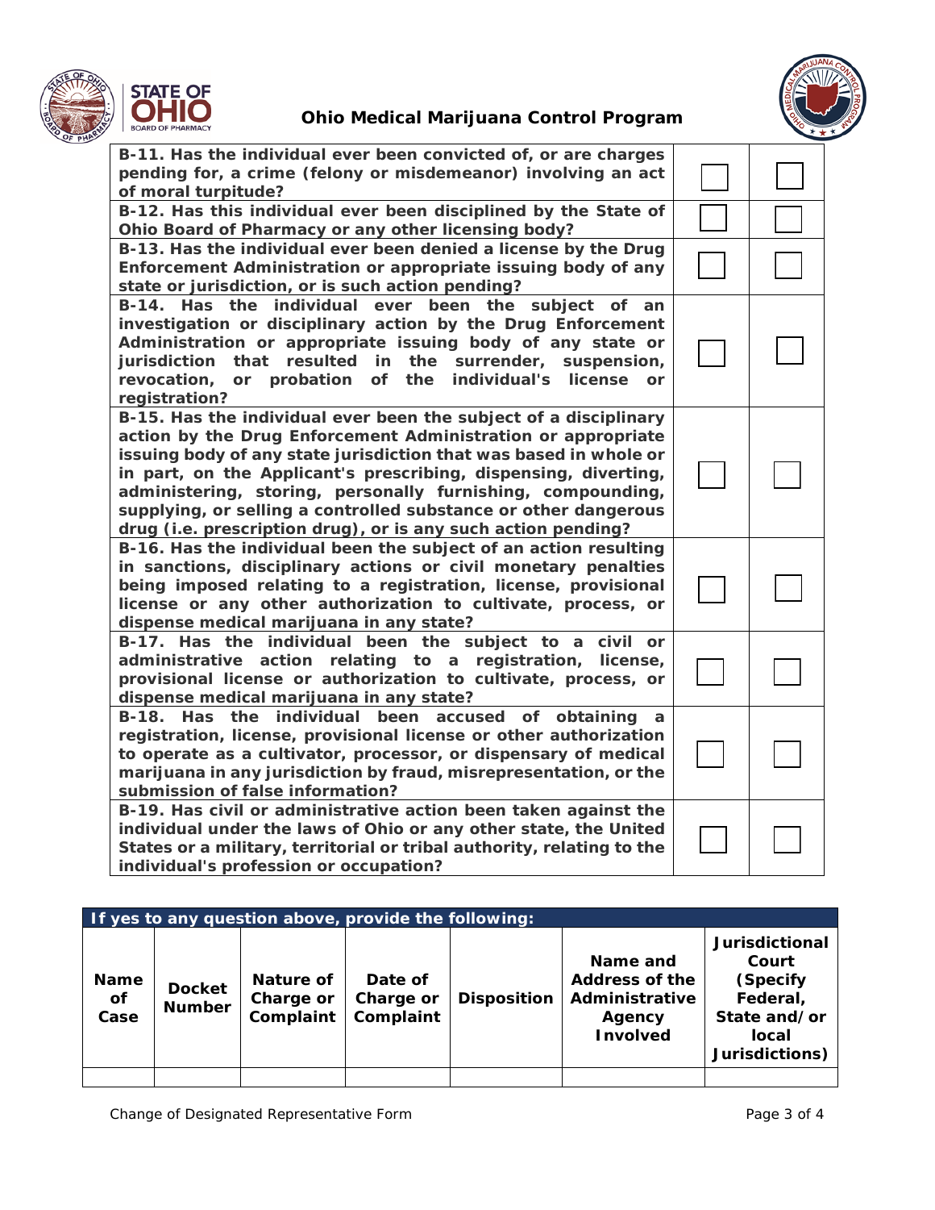**Ohio Medical Marijuana Control Program**

| | | |
|---|---|---|
| **B-11. Has the individual ever been convicted of, or are charges pending for, a crime (felony or misdemeanor) involving an act of moral turpitude?** | ☐ | ☐ |
| **B-12. Has this individual ever been disciplined by the State of Ohio Board of Pharmacy or any other licensing body?** | ☐ | ☐ |
| **B-13. Has the individual ever been denied a license by the Drug Enforcement Administration or appropriate issuing body of any state or jurisdiction, or is such action pending?** | ☐ | ☐ |
| **B-14. Has the individual ever been the subject of an investigation or disciplinary action by the Drug Enforcement Administration or appropriate issuing body of any state or jurisdiction that resulted in the surrender, suspension, revocation, or probation of the individual's license or registration?** | ☐ | ☐ |
| **B-15. Has the individual ever been the subject of a disciplinary action by the Drug Enforcement Administration or appropriate issuing body of any state jurisdiction that was based in whole or in part, on the Applicant's prescribing, dispensing, diverting, administering, storing, personally furnishing, compounding, supplying, or selling a controlled substance or other dangerous drug (i.e. prescription drug), or is any such action pending?** | ☐ | ☐ |
| **B-16. Has the individual been the subject of an action resulting in sanctions, disciplinary actions or civil monetary penalties being imposed relating to a registration, license, provisional license or any other authorization to cultivate, process, or dispense medical marijuana in any state?** | ☐ | ☐ |
| **B-17. Has the individual been the subject to a civil or administrative action relating to a registration, license, provisional license or authorization to cultivate, process, or dispense medical marijuana in any state?** | ☐ | ☐ |
| **B-18. Has the individual been accused of obtaining a registration, license, provisional license or other authorization to operate as a cultivator, processor, or dispensary of medical marijuana in any jurisdiction by fraud, misrepresentation, or the submission of false information?** | ☐ | ☐ |
| **B-19. Has civil or administrative action been taken against the individual under the laws of Ohio or any other state, the United States or a military, territorial or tribal authority, relating to the individual's profession or occupation?** | ☐ | ☐ |

**If yes to any question above, provide the following:**

| Name of Case | Docket Number | Nature of Charge or Complaint | Date of Charge or Complaint | Disposition | Name and Address of the Administrative Agency Involved | Jurisdictional Court (Specify Federal, State and/or local Jurisdictions) |
|---|---|---|---|---|---|---|
| | | | | | | |

Change of Designated Representative Form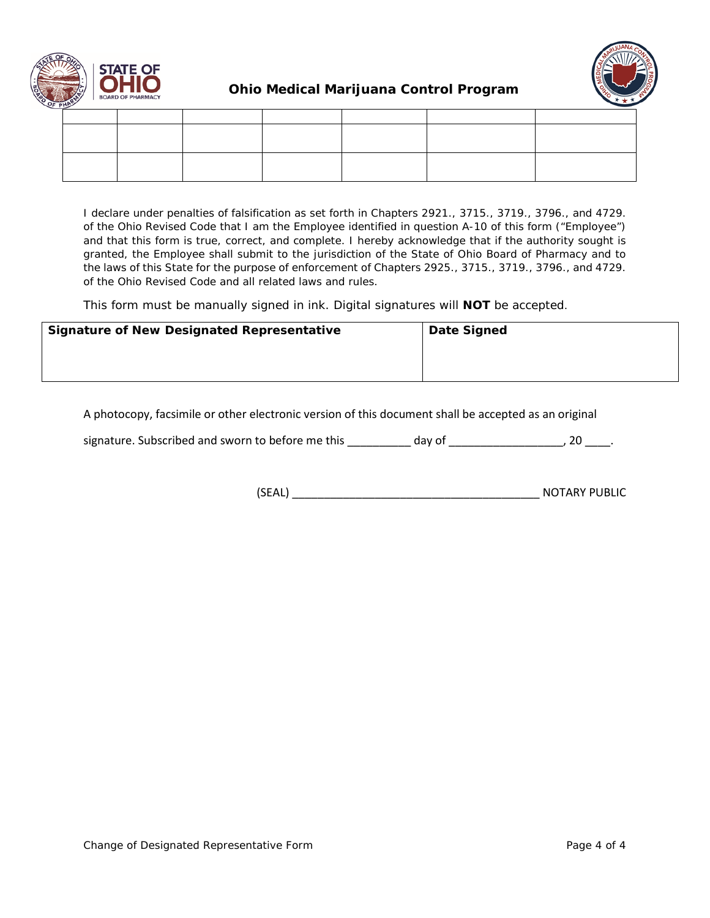| | | | | | | |
|---|---|---|---|---|---|---|
| | | | | | | |
| | | | | | | |

I declare under penalties of falsification as set forth in Chapters 2921., 3715., 3719., 3796., and 4729. of the Ohio Revised Code that I am the Employee identified in question A-10 of this form ("Employee") and that this form is true, correct, and complete. I hereby acknowledge that if the authority sought is granted, the Employee shall submit to the jurisdiction of the State of Ohio Board of Pharmacy and to the laws of this State for the purpose of enforcement of Chapters 2925., 3715., 3719., 3796., and 4729. of the Ohio Revised Code and all related laws and rules.

This form must be manually signed in ink. Digital signatures will **NOT** be accepted.

| **Signature of New Designated Representative** | **Date Signed** |
|---|---|
| | |

A photocopy, facsimile or other electronic version of this document shall be accepted as an original signature. Subscribed and sworn to before me this __________ day of __________________, 20 ____.

(SEAL) ________________________________________ NOTARY PUBLIC